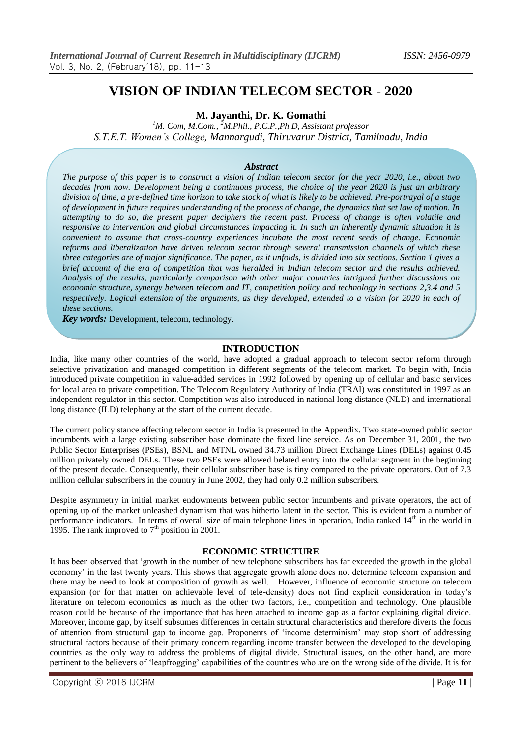# VISION OF INDIAN TELECOM SECTOR - 2020

**M. Jayanthi, Dr. K. Gomathi**

[1]*M. Com, M.Com.,* [2]*M.Phil., P.C.P.,Ph.D, Assistant professor*
*S.T.E.T. Women's College, Mannargudi, Thiruvarur District, Tamilnadu, India*

### *Abstract*

*The purpose of this paper is to construct a vision of Indian telecom sector for the year 2020, i.e., about two decades from now. Development being a continuous process, the choice of the year 2020 is just an arbitrary division of time, a pre-defined time horizon to take stock of what is likely to be achieved. Pre-portrayal of a stage of development in future requires understanding of the process of change, the dynamics that set law of motion. In attempting to do so, the present paper deciphers the recent past. Process of change is often volatile and responsive to intervention and global circumstances impacting it. In such an inherently dynamic situation it is convenient to assume that cross-country experiences incubate the most recent seeds of change. Economic reforms and liberalization have driven telecom sector through several transmission channels of which these three categories are of major significance. The paper, as it unfolds, is divided into six sections. Section 1 gives a brief account of the era of competition that was heralded in Indian telecom sector and the results achieved. Analysis of the results, particularly comparison with other major countries intrigued further discussions on economic structure, synergy between telecom and IT, competition policy and technology in sections 2,3.4 and 5 respectively. Logical extension of the arguments, as they developed, extended to a vision for 2020 in each of these sections.*

***Key words:*** Development, telecom, technology.

## INTRODUCTION

India, like many other countries of the world, have adopted a gradual approach to telecom sector reform through selective privatization and managed competition in different segments of the telecom market. To begin with, India introduced private competition in value-added services in 1992 followed by opening up of cellular and basic services for local area to private competition. The Telecom Regulatory Authority of India (TRAI) was constituted in 1997 as an independent regulator in this sector. Competition was also introduced in national long distance (NLD) and international long distance (ILD) telephony at the start of the current decade.

The current policy stance affecting telecom sector in India is presented in the Appendix. Two state-owned public sector incumbents with a large existing subscriber base dominate the fixed line service. As on December 31, 2001, the two Public Sector Enterprises (PSEs), BSNL and MTNL owned 34.73 million Direct Exchange Lines (DELs) against 0.45 million privately owned DELs. These two PSEs were allowed belated entry into the cellular segment in the beginning of the present decade. Consequently, their cellular subscriber base is tiny compared to the private operators. Out of 7.3 million cellular subscribers in the country in June 2002, they had only 0.2 million subscribers.

Despite asymmetry in initial market endowments between public sector incumbents and private operators, the act of opening up of the market unleashed dynamism that was hitherto latent in the sector. This is evident from a number of performance indicators. In terms of overall size of main telephone lines in operation, India ranked 14$^{th}$ in the world in 1995. The rank improved to 7$^{th}$ position in 2001.

## ECONOMIC STRUCTURE

It has been observed that 'growth in the number of new telephone subscribers has far exceeded the growth in the global economy' in the last twenty years. This shows that aggregate growth alone does not determine telecom expansion and there may be need to look at composition of growth as well. However, influence of economic structure on telecom expansion (or for that matter on achievable level of tele-density) does not find explicit consideration in today's literature on telecom economics as much as the other two factors, i.e., competition and technology. One plausible reason could be because of the importance that has been attached to income gap as a factor explaining digital divide. Moreover, income gap, by itself subsumes differences in certain structural characteristics and therefore diverts the focus of attention from structural gap to income gap. Proponents of 'income determinism' may stop short of addressing structural factors because of their primary concern regarding income transfer between the developed to the developing countries as the only way to address the problems of digital divide. Structural issues, on the other hand, are more pertinent to the believers of 'leapfrogging' capabilities of the countries who are on the wrong side of the divide. It is for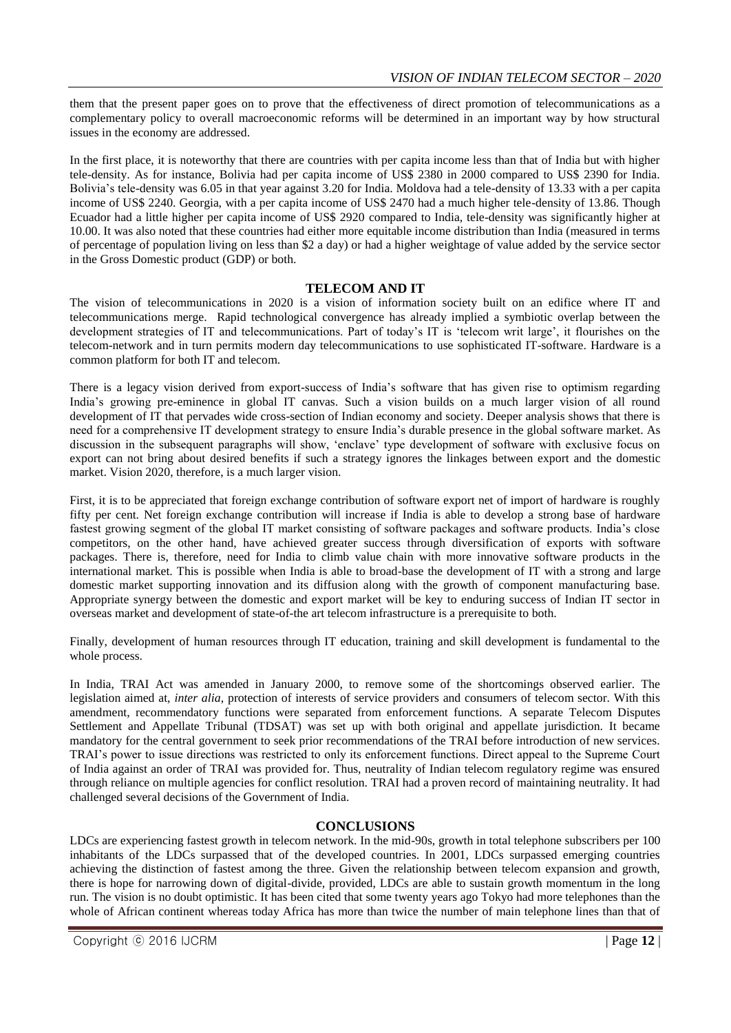them that the present paper goes on to prove that the effectiveness of direct promotion of telecommunications as a complementary policy to overall macroeconomic reforms will be determined in an important way by how structural issues in the economy are addressed.

In the first place, it is noteworthy that there are countries with per capita income less than that of India but with higher tele-density. As for instance, Bolivia had per capita income of US$ 2380 in 2000 compared to US$ 2390 for India. Bolivia's tele-density was 6.05 in that year against 3.20 for India. Moldova had a tele-density of 13.33 with a per capita income of US$ 2240. Georgia, with a per capita income of US$ 2470 had a much higher tele-density of 13.86. Though Ecuador had a little higher per capita income of US$ 2920 compared to India, tele-density was significantly higher at 10.00. It was also noted that these countries had either more equitable income distribution than India (measured in terms of percentage of population living on less than $2 a day) or had a higher weightage of value added by the service sector in the Gross Domestic product (GDP) or both.

## TELECOM AND IT

The vision of telecommunications in 2020 is a vision of information society built on an edifice where IT and telecommunications merge. Rapid technological convergence has already implied a symbiotic overlap between the development strategies of IT and telecommunications. Part of today's IT is 'telecom writ large', it flourishes on the telecom-network and in turn permits modern day telecommunications to use sophisticated IT-software. Hardware is a common platform for both IT and telecom.

There is a legacy vision derived from export-success of India's software that has given rise to optimism regarding India's growing pre-eminence in global IT canvas. Such a vision builds on a much larger vision of all round development of IT that pervades wide cross-section of Indian economy and society. Deeper analysis shows that there is need for a comprehensive IT development strategy to ensure India's durable presence in the global software market. As discussion in the subsequent paragraphs will show, 'enclave' type development of software with exclusive focus on export can not bring about desired benefits if such a strategy ignores the linkages between export and the domestic market. Vision 2020, therefore, is a much larger vision.

First, it is to be appreciated that foreign exchange contribution of software export net of import of hardware is roughly fifty per cent. Net foreign exchange contribution will increase if India is able to develop a strong base of hardware fastest growing segment of the global IT market consisting of software packages and software products. India's close competitors, on the other hand, have achieved greater success through diversification of exports with software packages. There is, therefore, need for India to climb value chain with more innovative software products in the international market. This is possible when India is able to broad-base the development of IT with a strong and large domestic market supporting innovation and its diffusion along with the growth of component manufacturing base. Appropriate synergy between the domestic and export market will be key to enduring success of Indian IT sector in overseas market and development of state-of-the art telecom infrastructure is a prerequisite to both.

Finally, development of human resources through IT education, training and skill development is fundamental to the whole process.

In India, TRAI Act was amended in January 2000, to remove some of the shortcomings observed earlier. The legislation aimed at, *inter alia*, protection of interests of service providers and consumers of telecom sector. With this amendment, recommendatory functions were separated from enforcement functions. A separate Telecom Disputes Settlement and Appellate Tribunal (TDSAT) was set up with both original and appellate jurisdiction. It became mandatory for the central government to seek prior recommendations of the TRAI before introduction of new services. TRAI's power to issue directions was restricted to only its enforcement functions. Direct appeal to the Supreme Court of India against an order of TRAI was provided for. Thus, neutrality of Indian telecom regulatory regime was ensured through reliance on multiple agencies for conflict resolution. TRAI had a proven record of maintaining neutrality. It had challenged several decisions of the Government of India.

## CONCLUSIONS

LDCs are experiencing fastest growth in telecom network. In the mid-90s, growth in total telephone subscribers per 100 inhabitants of the LDCs surpassed that of the developed countries. In 2001, LDCs surpassed emerging countries achieving the distinction of fastest among the three. Given the relationship between telecom expansion and growth, there is hope for narrowing down of digital-divide, provided, LDCs are able to sustain growth momentum in the long run. The vision is no doubt optimistic. It has been cited that some twenty years ago Tokyo had more telephones than the whole of African continent whereas today Africa has more than twice the number of main telephone lines than that of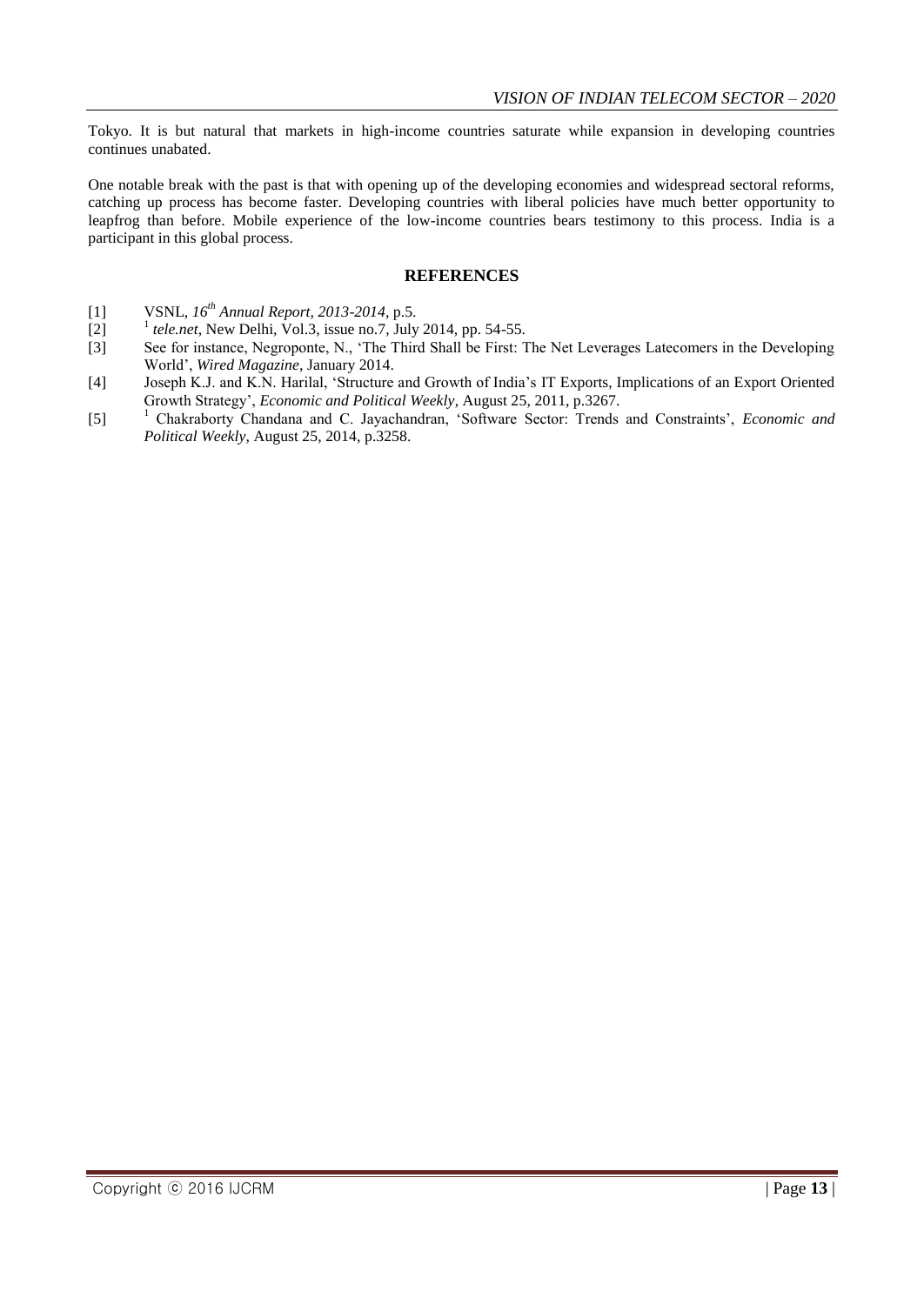Tokyo. It is but natural that markets in high-income countries saturate while expansion in developing countries continues unabated.

One notable break with the past is that with opening up of the developing economies and widespread sectoral reforms, catching up process has become faster. Developing countries with liberal policies have much better opportunity to leapfrog than before. Mobile experience of the low-income countries bears testimony to this process. India is a participant in this global process.

## REFERENCES

[1] VSNL, *16th Annual Report, 2013-2014*, p.5.

[2] [1] *tele.net*, New Delhi, Vol.3, issue no.7, July 2014, pp. 54-55.

[3] See for instance, Negroponte, N., 'The Third Shall be First: The Net Leverages Latecomers in the Developing World', *Wired Magazine*, January 2014.

[4] Joseph K.J. and K.N. Harilal, 'Structure and Growth of India's IT Exports, Implications of an Export Oriented Growth Strategy', *Economic and Political Weekly*, August 25, 2011, p.3267.

[5] [1] Chakraborty Chandana and C. Jayachandran, 'Software Sector: Trends and Constraints', *Economic and Political Weekly*, August 25, 2014, p.3258.